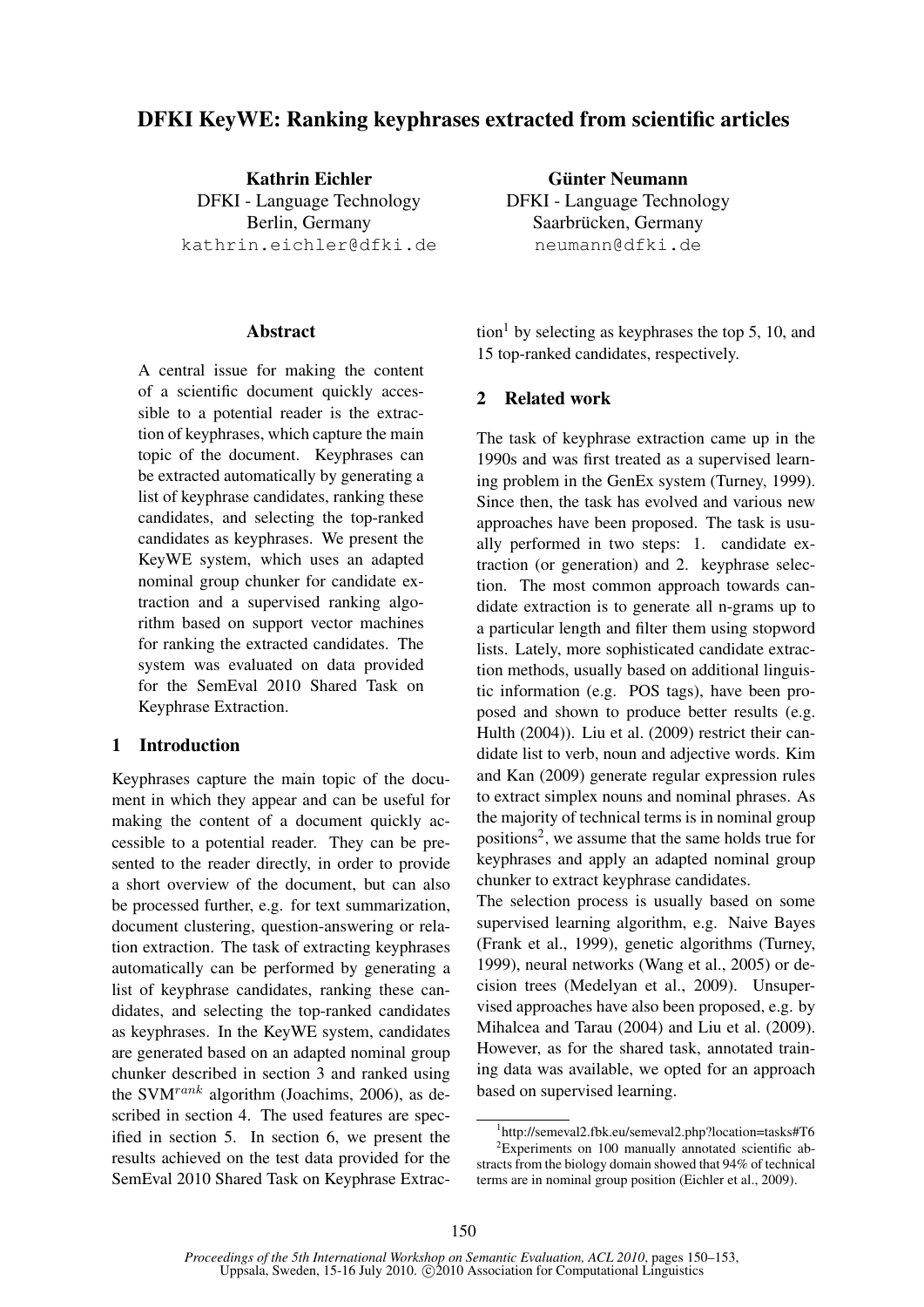# DFKI KeyWE: Ranking keyphrases extracted from scientific articles

**Kathrin Eichler**
DFKI - Language Technology
Berlin, Germany
kathrin.eichler@dfki.de

**Günter Neumann**
DFKI - Language Technology
Saarbrücken, Germany
neumann@dfki.de

## Abstract

A central issue for making the content of a scientific document quickly accessible to a potential reader is the extraction of keyphrases, which capture the main topic of the document. Keyphrases can be extracted automatically by generating a list of keyphrase candidates, ranking these candidates, and selecting the top-ranked candidates as keyphrases. We present the KeyWE system, which uses an adapted nominal group chunker for candidate extraction and a supervised ranking algorithm based on support vector machines for ranking the extracted candidates. The system was evaluated on data provided for the SemEval 2010 Shared Task on Keyphrase Extraction.

## 1 Introduction

Keyphrases capture the main topic of the document in which they appear and can be useful for making the content of a document quickly accessible to a potential reader. They can be presented to the reader directly, in order to provide a short overview of the document, but can also be processed further, e.g. for text summarization, document clustering, question-answering or relation extraction. The task of extracting keyphrases automatically can be performed by generating a list of keyphrase candidates, ranking these candidates, and selecting the top-ranked candidates as keyphrases. In the KeyWE system, candidates are generated based on an adapted nominal group chunker described in section 3 and ranked using the SVM$^{rank}$ algorithm (Joachims, 2006), as described in section 4. The used features are specified in section 5. In section 6, we present the results achieved on the test data provided for the SemEval 2010 Shared Task on Keyphrase Extraction[1] by selecting as keyphrases the top 5, 10, and 15 top-ranked candidates, respectively.

## 2 Related work

The task of keyphrase extraction came up in the 1990s and was first treated as a supervised learning problem in the GenEx system (Turney, 1999). Since then, the task has evolved and various new approaches have been proposed. The task is usually performed in two steps: 1. candidate extraction (or generation) and 2. keyphrase selection. The most common approach towards candidate extraction is to generate all n-grams up to a particular length and filter them using stopword lists. Lately, more sophisticated candidate extraction methods, usually based on additional linguistic information (e.g. POS tags), have been proposed and shown to produce better results (e.g. Hulth (2004)). Liu et al. (2009) restrict their candidate list to verb, noun and adjective words. Kim and Kan (2009) generate regular expression rules to extract simplex nouns and nominal phrases. As the majority of technical terms is in nominal group positions[2], we assume that the same holds true for keyphrases and apply an adapted nominal group chunker to extract keyphrase candidates.

The selection process is usually based on some supervised learning algorithm, e.g. Naive Bayes (Frank et al., 1999), genetic algorithms (Turney, 1999), neural networks (Wang et al., 2005) or decision trees (Medelyan et al., 2009). Unsupervised approaches have also been proposed, e.g. by Mihalcea and Tarau (2004) and Liu et al. (2009). However, as for the shared task, annotated training data was available, we opted for an approach based on supervised learning.

[1] http://semeval2.fbk.eu/semeval2.php?location=tasks#T6

[2] Experiments on 100 manually annotated scientific abstracts from the biology domain showed that 94% of technical terms are in nominal group position (Eichler et al., 2009).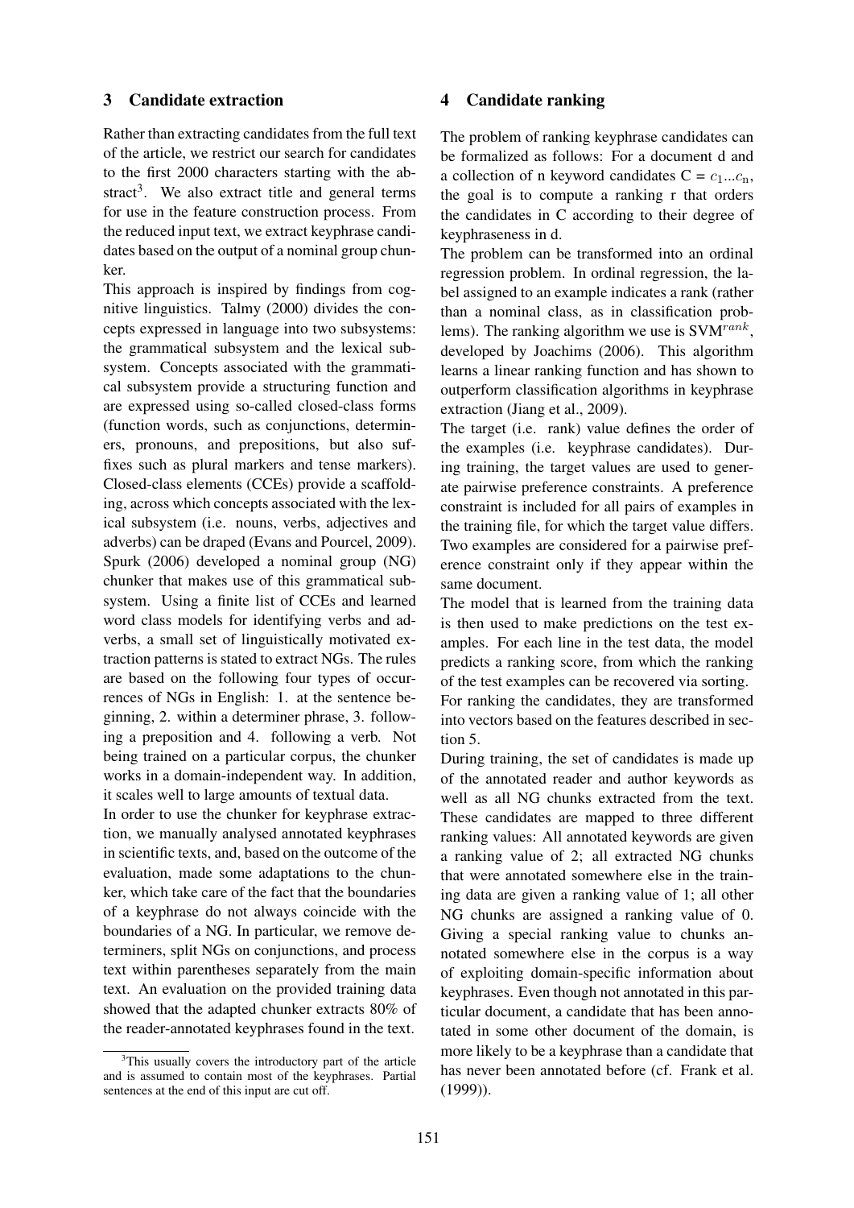## 3 Candidate extraction

Rather than extracting candidates from the full text of the article, we restrict our search for candidates to the first 2000 characters starting with the abstract[3]. We also extract title and general terms for use in the feature construction process. From the reduced input text, we extract keyphrase candidates based on the output of a nominal group chunker.

This approach is inspired by findings from cognitive linguistics. Talmy (2000) divides the concepts expressed in language into two subsystems: the grammatical subsystem and the lexical subsystem. Concepts associated with the grammatical subsystem provide a structuring function and are expressed using so-called closed-class forms (function words, such as conjunctions, determiners, pronouns, and prepositions, but also suffixes such as plural markers and tense markers). Closed-class elements (CCEs) provide a scaffolding, across which concepts associated with the lexical subsystem (i.e. nouns, verbs, adjectives and adverbs) can be draped (Evans and Pourcel, 2009). Spurk (2006) developed a nominal group (NG) chunker that makes use of this grammatical subsystem. Using a finite list of CCEs and learned word class models for identifying verbs and adverbs, a small set of linguistically motivated extraction patterns is stated to extract NGs. The rules are based on the following four types of occurrences of NGs in English: 1. at the sentence beginning, 2. within a determiner phrase, 3. following a preposition and 4. following a verb. Not being trained on a particular corpus, the chunker works in a domain-independent way. In addition, it scales well to large amounts of textual data.

In order to use the chunker for keyphrase extraction, we manually analysed annotated keyphrases in scientific texts, and, based on the outcome of the evaluation, made some adaptations to the chunker, which take care of the fact that the boundaries of a keyphrase do not always coincide with the boundaries of a NG. In particular, we remove determiners, split NGs on conjunctions, and process text within parentheses separately from the main text. An evaluation on the provided training data showed that the adapted chunker extracts 80% of the reader-annotated keyphrases found in the text.

[3] This usually covers the introductory part of the article and is assumed to contain most of the keyphrases. Partial sentences at the end of this input are cut off.

## 4 Candidate ranking

The problem of ranking keyphrase candidates can be formalized as follows: For a document d and a collection of n keyword candidates C = $c_1 ... c_n$, the goal is to compute a ranking r that orders the candidates in C according to their degree of keyphraseness in d.

The problem can be transformed into an ordinal regression problem. In ordinal regression, the label assigned to an example indicates a rank (rather than a nominal class, as in classification problems). The ranking algorithm we use is SVM$^{rank}$, developed by Joachims (2006). This algorithm learns a linear ranking function and has shown to outperform classification algorithms in keyphrase extraction (Jiang et al., 2009).

The target (i.e. rank) value defines the order of the examples (i.e. keyphrase candidates). During training, the target values are used to generate pairwise preference constraints. A preference constraint is included for all pairs of examples in the training file, for which the target value differs. Two examples are considered for a pairwise preference constraint only if they appear within the same document.

The model that is learned from the training data is then used to make predictions on the test examples. For each line in the test data, the model predicts a ranking score, from which the ranking of the test examples can be recovered via sorting.

For ranking the candidates, they are transformed into vectors based on the features described in section 5.

During training, the set of candidates is made up of the annotated reader and author keywords as well as all NG chunks extracted from the text. These candidates are mapped to three different ranking values: All annotated keywords are given a ranking value of 2; all extracted NG chunks that were annotated somewhere else in the training data are given a ranking value of 1; all other NG chunks are assigned a ranking value of 0. Giving a special ranking value to chunks annotated somewhere else in the corpus is a way of exploiting domain-specific information about keyphrases. Even though not annotated in this particular document, a candidate that has been annotated in some other document of the domain, is more likely to be a keyphrase than a candidate that has never been annotated before (cf. Frank et al. (1999)).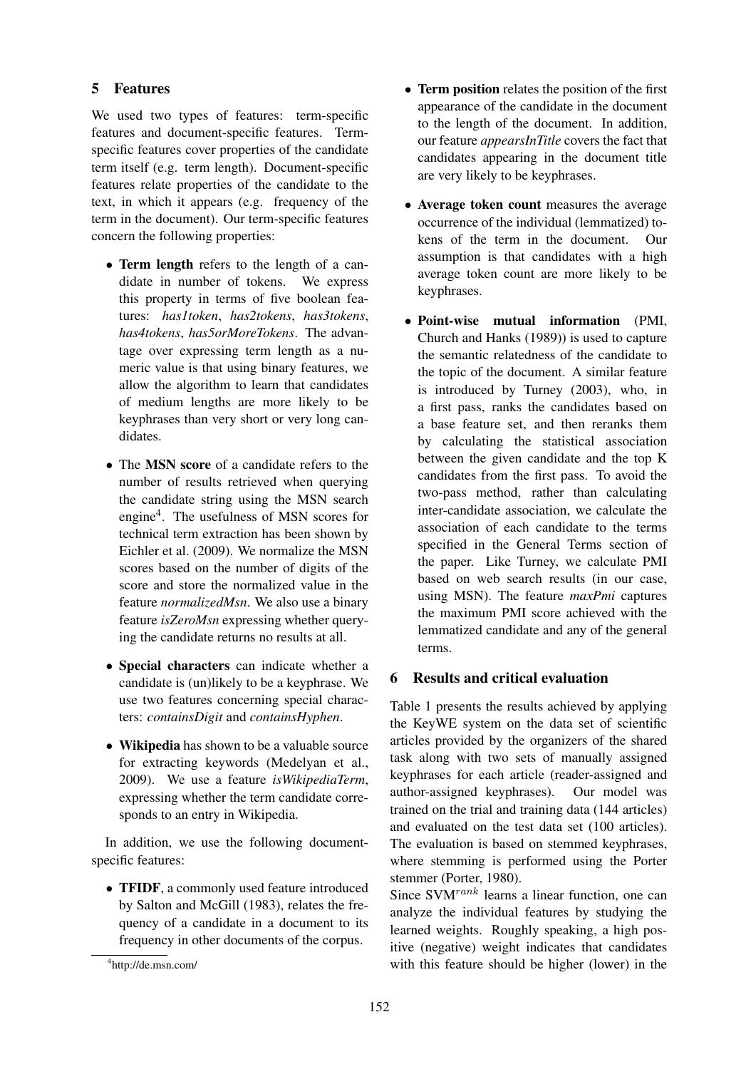## 5 Features

We used two types of features: term-specific features and document-specific features. Term-specific features cover properties of the candidate term itself (e.g. term length). Document-specific features relate properties of the candidate to the text, in which it appears (e.g. frequency of the term in the document). Our term-specific features concern the following properties:

- **Term length** refers to the length of a candidate in number of tokens. We express this property in terms of five boolean features: *has1token*, *has2tokens*, *has3tokens*, *has4tokens*, *has5orMoreTokens*. The advantage over expressing term length as a numeric value is that using binary features, we allow the algorithm to learn that candidates of medium lengths are more likely to be keyphrases than very short or very long candidates.
- The **MSN score** of a candidate refers to the number of results retrieved when querying the candidate string using the MSN search engine[4]. The usefulness of MSN scores for technical term extraction has been shown by Eichler et al. (2009). We normalize the MSN scores based on the number of digits of the score and store the normalized value in the feature *normalizedMsn*. We also use a binary feature *isZeroMsn* expressing whether querying the candidate returns no results at all.
- **Special characters** can indicate whether a candidate is (un)likely to be a keyphrase. We use two features concerning special characters: *containsDigit* and *containsHyphen*.
- **Wikipedia** has shown to be a valuable source for extracting keywords (Medelyan et al., 2009). We use a feature *isWikipediaTerm*, expressing whether the term candidate corresponds to an entry in Wikipedia.

In addition, we use the following document-specific features:

- **TFIDF**, a commonly used feature introduced by Salton and McGill (1983), relates the frequency of a candidate in a document to its frequency in other documents of the corpus.
- **Term position** relates the position of the first appearance of the candidate in the document to the length of the document. In addition, our feature *appearsInTitle* covers the fact that candidates appearing in the document title are very likely to be keyphrases.
- **Average token count** measures the average occurrence of the individual (lemmatized) tokens of the term in the document. Our assumption is that candidates with a high average token count are more likely to be keyphrases.
- **Point-wise mutual information** (PMI, Church and Hanks (1989)) is used to capture the semantic relatedness of the candidate to the topic of the document. A similar feature is introduced by Turney (2003), who, in a first pass, ranks the candidates based on a base feature set, and then reranks them by calculating the statistical association between the given candidate and the top K candidates from the first pass. To avoid the two-pass method, rather than calculating inter-candidate association, we calculate the association of each candidate to the terms specified in the General Terms section of the paper. Like Turney, we calculate PMI based on web search results (in our case, using MSN). The feature *maxPmi* captures the maximum PMI score achieved with the lemmatized candidate and any of the general terms.

## 6 Results and critical evaluation

Table 1 presents the results achieved by applying the KeyWE system on the data set of scientific articles provided by the organizers of the shared task along with two sets of manually assigned keyphrases for each article (reader-assigned and author-assigned keyphrases). Our model was trained on the trial and training data (144 articles) and evaluated on the test data set (100 articles). The evaluation is based on stemmed keyphrases, where stemming is performed using the Porter stemmer (Porter, 1980).

Since SVM$^{rank}$ learns a linear function, one can analyze the individual features by studying the learned weights. Roughly speaking, a high positive (negative) weight indicates that candidates with this feature should be higher (lower) in the

[4] http://de.msn.com/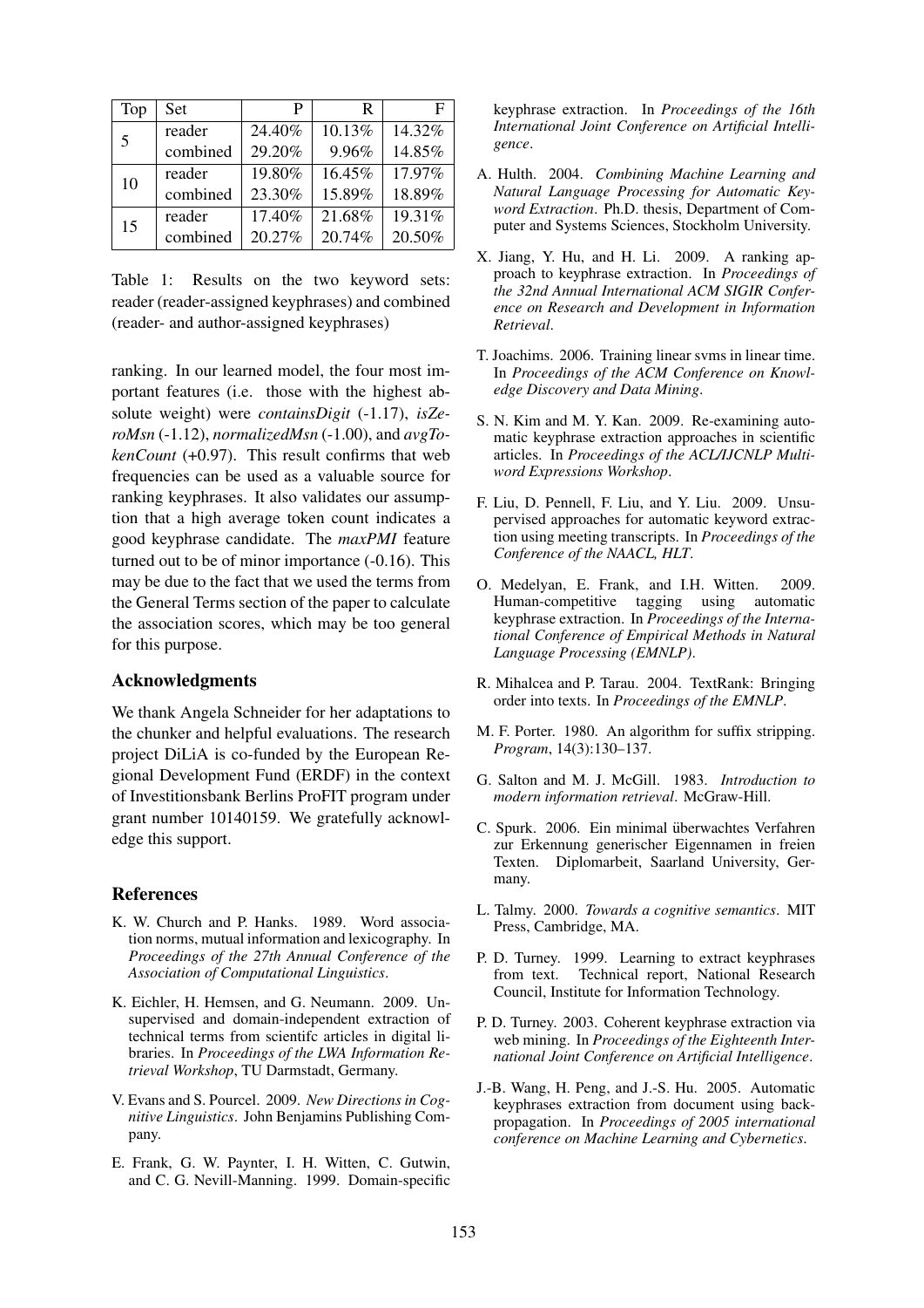| Top | Set | P | R | F |
|---|---|---|---|---|
| 5 | reader | 24.40% | 10.13% | 14.32% |
| | combined | 29.20% | 9.96% | 14.85% |
| 10 | reader | 19.80% | 16.45% | 17.97% |
| | combined | 23.30% | 15.89% | 18.89% |
| 15 | reader | 17.40% | 21.68% | 19.31% |
| | combined | 20.27% | 20.74% | 20.50% |

Table 1: Results on the two keyword sets: reader (reader-assigned keyphrases) and combined (reader- and author-assigned keyphrases)

ranking. In our learned model, the four most important features (i.e. those with the highest absolute weight) were *containsDigit* (-1.17), *isZeroMsn* (-1.12), *normalizedMsn* (-1.00), and *avgTokenCount* (+0.97). This result confirms that web frequencies can be used as a valuable source for ranking keyphrases. It also validates our assumption that a high average token count indicates a good keyphrase candidate. The *maxPMI* feature turned out to be of minor importance (-0.16). This may be due to the fact that we used the terms from the General Terms section of the paper to calculate the association scores, which may be too general for this purpose.

## Acknowledgments

We thank Angela Schneider for her adaptations to the chunker and helpful evaluations. The research project DiLiA is co-funded by the European Regional Development Fund (ERDF) in the context of Investitionsbank Berlins ProFIT program under grant number 10140159. We gratefully acknowledge this support.

## References

K. W. Church and P. Hanks. 1989. Word association norms, mutual information and lexicography. In *Proceedings of the 27th Annual Conference of the Association of Computational Linguistics*.

K. Eichler, H. Hemsen, and G. Neumann. 2009. Unsupervised and domain-independent extraction of technical terms from scientifc articles in digital libraries. In *Proceedings of the LWA Information Retrieval Workshop*, TU Darmstadt, Germany.

V. Evans and S. Pourcel. 2009. *New Directions in Cognitive Linguistics*. John Benjamins Publishing Company.

E. Frank, G. W. Paynter, I. H. Witten, C. Gutwin, and C. G. Nevill-Manning. 1999. Domain-specific keyphrase extraction. In *Proceedings of the 16th International Joint Conference on Artificial Intelligence*.

A. Hulth. 2004. *Combining Machine Learning and Natural Language Processing for Automatic Keyword Extraction*. Ph.D. thesis, Department of Computer and Systems Sciences, Stockholm University.

X. Jiang, Y. Hu, and H. Li. 2009. A ranking approach to keyphrase extraction. In *Proceedings of the 32nd Annual International ACM SIGIR Conference on Research and Development in Information Retrieval*.

T. Joachims. 2006. Training linear svms in linear time. In *Proceedings of the ACM Conference on Knowledge Discovery and Data Mining*.

S. N. Kim and M. Y. Kan. 2009. Re-examining automatic keyphrase extraction approaches in scientific articles. In *Proceedings of the ACL/IJCNLP Multiword Expressions Workshop*.

F. Liu, D. Pennell, F. Liu, and Y. Liu. 2009. Unsupervised approaches for automatic keyword extraction using meeting transcripts. In *Proceedings of the Conference of the NAACL, HLT*.

O. Medelyan, E. Frank, and I.H. Witten. 2009. Human-competitive tagging using automatic keyphrase extraction. In *Proceedings of the International Conference of Empirical Methods in Natural Language Processing (EMNLP)*.

R. Mihalcea and P. Tarau. 2004. TextRank: Bringing order into texts. In *Proceedings of the EMNLP*.

M. F. Porter. 1980. An algorithm for suffix stripping. *Program*, 14(3):130–137.

G. Salton and M. J. McGill. 1983. *Introduction to modern information retrieval*. McGraw-Hill.

C. Spurk. 2006. Ein minimal überwachtes Verfahren zur Erkennung generischer Eigennamen in freien Texten. Diplomarbeit, Saarland University, Germany.

L. Talmy. 2000. *Towards a cognitive semantics*. MIT Press, Cambridge, MA.

P. D. Turney. 1999. Learning to extract keyphrases from text. Technical report, National Research Council, Institute for Information Technology.

P. D. Turney. 2003. Coherent keyphrase extraction via web mining. In *Proceedings of the Eighteenth International Joint Conference on Artificial Intelligence*.

J.-B. Wang, H. Peng, and J.-S. Hu. 2005. Automatic keyphrases extraction from document using backpropagation. In *Proceedings of 2005 international conference on Machine Learning and Cybernetics*.